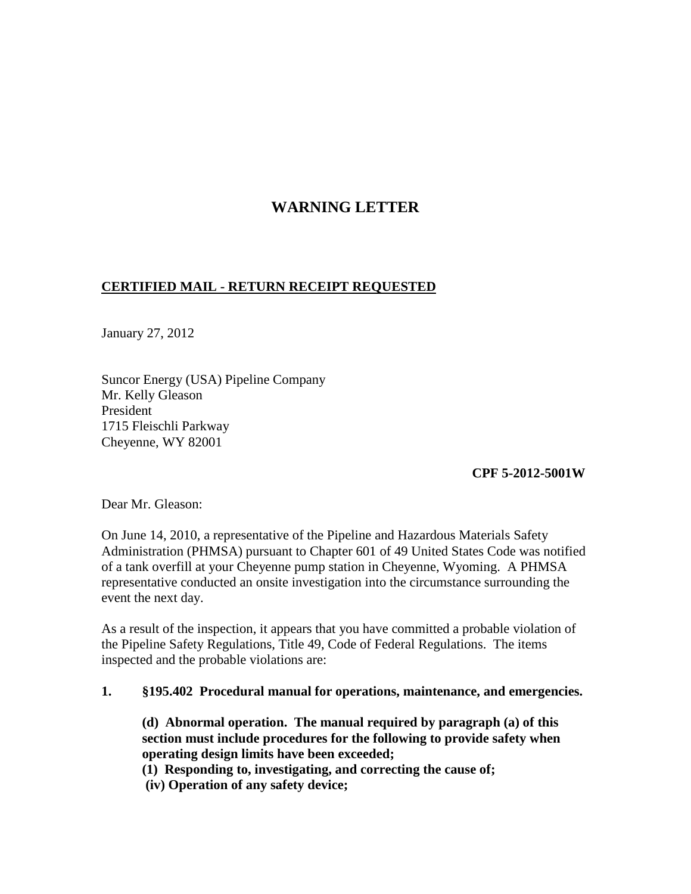# WARNING LETTER

**CERTIFIED MAIL - RETURN RECEIPT REQUESTED**

January 27, 2012

Suncor Energy (USA) Pipeline Company
Mr. Kelly Gleason
President
1715 Fleischli Parkway
Cheyenne, WY 82001

**CPF 5-2012-5001W**

Dear Mr. Gleason:

On June 14, 2010, a representative of the Pipeline and Hazardous Materials Safety Administration (PHMSA) pursuant to Chapter 601 of 49 United States Code was notified of a tank overfill at your Cheyenne pump station in Cheyenne, Wyoming. A PHMSA representative conducted an onsite investigation into the circumstance surrounding the event the next day.

As a result of the inspection, it appears that you have committed a probable violation of the Pipeline Safety Regulations, Title 49, Code of Federal Regulations. The items inspected and the probable violations are:

**1. §195.402 Procedural manual for operations, maintenance, and emergencies.**

**(d) Abnormal operation. The manual required by paragraph (a) of this section must include procedures for the following to provide safety when operating design limits have been exceeded;**
**(1) Responding to, investigating, and correcting the cause of;**
**(iv) Operation of any safety device;**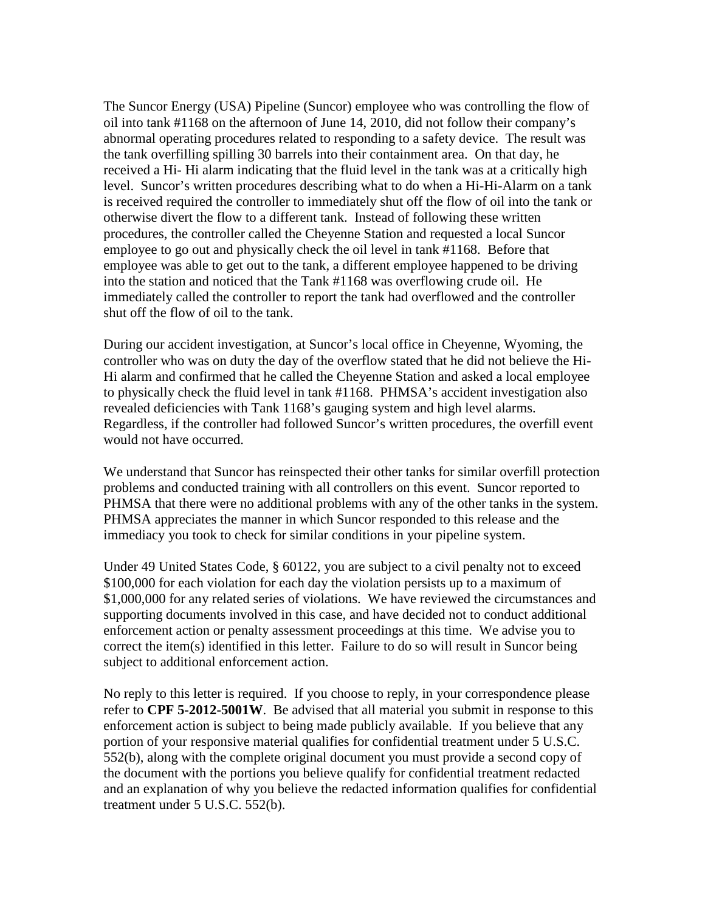The Suncor Energy (USA) Pipeline (Suncor) employee who was controlling the flow of oil into tank #1168 on the afternoon of June 14, 2010, did not follow their company's abnormal operating procedures related to responding to a safety device. The result was the tank overfilling spilling 30 barrels into their containment area. On that day, he received a Hi- Hi alarm indicating that the fluid level in the tank was at a critically high level. Suncor's written procedures describing what to do when a Hi-Hi-Alarm on a tank is received required the controller to immediately shut off the flow of oil into the tank or otherwise divert the flow to a different tank. Instead of following these written procedures, the controller called the Cheyenne Station and requested a local Suncor employee to go out and physically check the oil level in tank #1168. Before that employee was able to get out to the tank, a different employee happened to be driving into the station and noticed that the Tank #1168 was overflowing crude oil. He immediately called the controller to report the tank had overflowed and the controller shut off the flow of oil to the tank.

During our accident investigation, at Suncor's local office in Cheyenne, Wyoming, the controller who was on duty the day of the overflow stated that he did not believe the Hi-Hi alarm and confirmed that he called the Cheyenne Station and asked a local employee to physically check the fluid level in tank #1168. PHMSA's accident investigation also revealed deficiencies with Tank 1168's gauging system and high level alarms. Regardless, if the controller had followed Suncor's written procedures, the overfill event would not have occurred.

We understand that Suncor has reinspected their other tanks for similar overfill protection problems and conducted training with all controllers on this event. Suncor reported to PHMSA that there were no additional problems with any of the other tanks in the system. PHMSA appreciates the manner in which Suncor responded to this release and the immediacy you took to check for similar conditions in your pipeline system.

Under 49 United States Code, § 60122, you are subject to a civil penalty not to exceed $100,000 for each violation for each day the violation persists up to a maximum of $1,000,000 for any related series of violations. We have reviewed the circumstances and supporting documents involved in this case, and have decided not to conduct additional enforcement action or penalty assessment proceedings at this time. We advise you to correct the item(s) identified in this letter. Failure to do so will result in Suncor being subject to additional enforcement action.

No reply to this letter is required. If you choose to reply, in your correspondence please refer to **CPF 5-2012-5001W**. Be advised that all material you submit in response to this enforcement action is subject to being made publicly available. If you believe that any portion of your responsive material qualifies for confidential treatment under 5 U.S.C. 552(b), along with the complete original document you must provide a second copy of the document with the portions you believe qualify for confidential treatment redacted and an explanation of why you believe the redacted information qualifies for confidential treatment under 5 U.S.C. 552(b).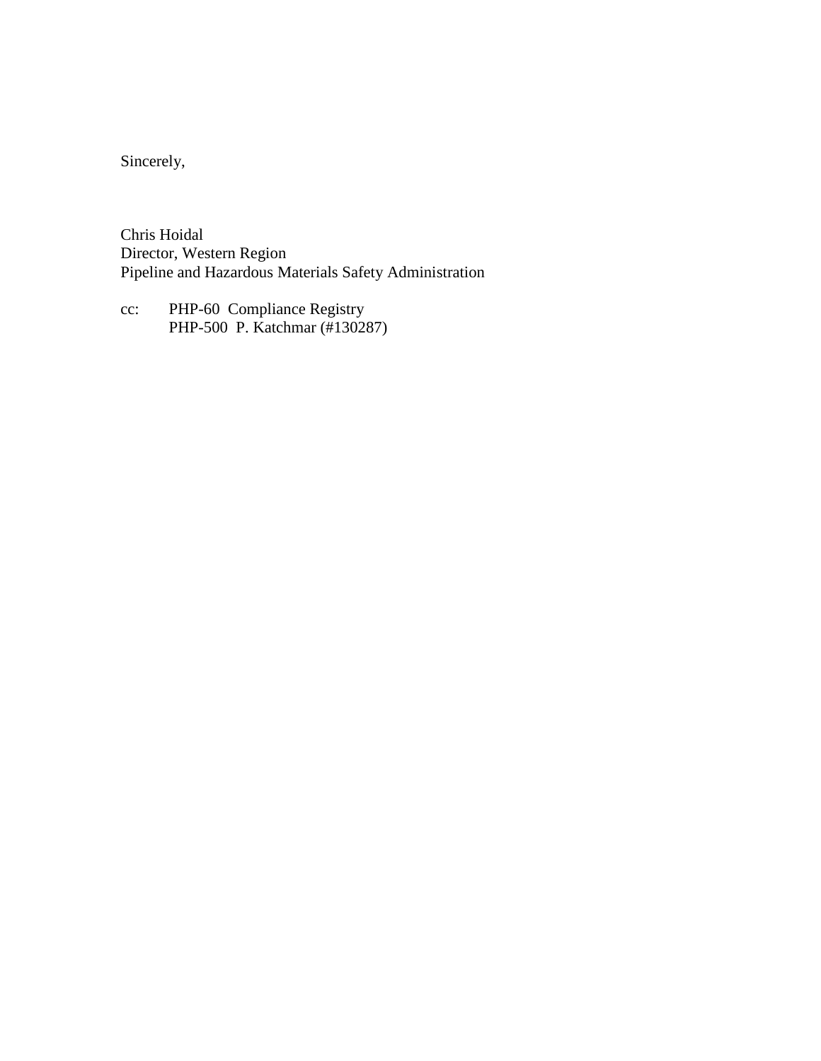Sincerely,

Chris Hoidal
Director, Western Region
Pipeline and Hazardous Materials Safety Administration

cc: PHP-60 Compliance Registry
PHP-500 P. Katchmar (#130287)